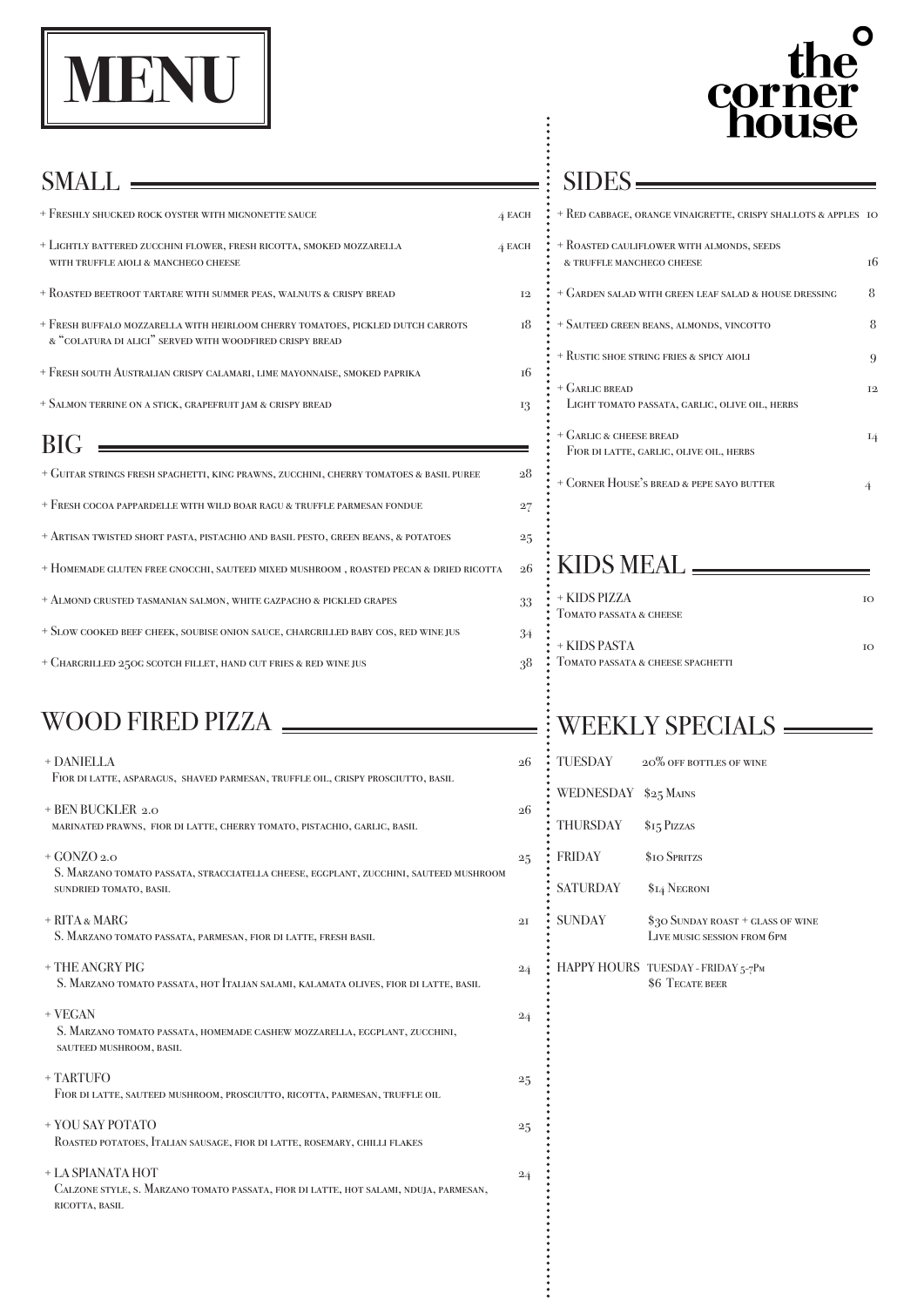# MENU

# the corner house

## SMALL

+ Freshly shucked rock oyster with mignonette sauce — 4 each
+ Lightly battered zucchini flower, fresh ricotta, smoked mozzarella with truffle aioli & manchego cheese — 4 each
+ Roasted beetroot tartare with summer peas, walnuts & crispy bread — 12
+ Fresh buffalo mozzarella with heirloom cherry tomatoes, pickled dutch carrots & "colatura di alici" served with woodfired crispy bread — 18
+ Fresh south Australian crispy calamari, lime mayonnaise, smoked paprika — 16
+ Salmon terrine on a stick, grapefruit jam & crispy bread — 13

## BIG

+ Guitar strings fresh spaghetti, king prawns, zucchini, cherry tomatoes & basil puree — 28
+ Fresh cocoa pappardelle with wild boar ragu & truffle parmesan fondue — 27
+ Artisan twisted short pasta, pistachio and basil pesto, green beans, & potatoes — 25
+ Homemade gluten free gnocchi, sauteed mixed mushroom , roasted pecan & dried ricotta — 26
+ Almond crusted tasmanian salmon, white gazpacho & pickled grapes — 33
+ Slow cooked beef cheek, soubise onion sauce, chargrilled baby cos, red wine jus — 34
+ Chargrilled 250g scotch fillet, hand cut fries & red wine jus — 38

## WOOD FIRED PIZZA

+ DANIELLA — 26
  Fior di latte, asparagus, shaved parmesan, truffle oil, crispy prosciutto, basil
+ BEN BUCKLER 2.0 — 26
  marinated prawns, fior di latte, cherry tomato, pistachio, garlic, basil
+ GONZO 2.0 — 25
  S. Marzano tomato passata, stracciatella cheese, eggplant, zucchini, sauteed mushroom sundried tomato, basil
+ RITA & MARG — 21
  S. Marzano tomato passata, parmesan, fior di latte, fresh basil
+ THE ANGRY PIG — 24
  S. Marzano tomato passata, hot Italian salami, kalamata olives, fior di latte, basil
+ VEGAN — 24
  S. Marzano tomato passata, homemade cashew mozzarella, eggplant, zucchini, sauteed mushroom, basil
+ TARTUFO — 25
  Fior di latte, sauteed mushroom, prosciutto, ricotta, parmesan, truffle oil
+ YOU SAY POTATO — 25
  Roasted potatoes, Italian sausage, fior di latte, rosemary, chilli flakes
+ LA SPIANATA HOT — 24
  Calzone style, S. Marzano tomato passata, fior di latte, hot salami, nduja, parmesan, ricotta, basil

## SIDES

+ Red cabbage, orange vinaigrette, crispy shallots & apples — 10
+ Roasted cauliflower with almonds, seeds & truffle manchego cheese — 16
+ Garden salad with green leaf salad & house dressing — 8
+ Sauteed green beans, almonds, vincotto — 8
+ Rustic shoe string fries & spicy aioli — 9
+ Garlic bread — 12
  Light tomato passata, garlic, olive oil, herbs
+ Garlic & cheese bread — 14
  Fior di latte, garlic, olive oil, herbs
+ Corner House's bread & pepe sayo butter — 4

## KIDS MEAL

+ KIDS PIZZA — 10
  Tomato passata & cheese
+ KIDS PASTA — 10
  Tomato passata & cheese spaghetti

## WEEKLY SPECIALS

| | |
|---|---|
| TUESDAY | 20% off bottles of wine |
| WEDNESDAY | $25 Mains |
| THURSDAY | $15 Pizzas |
| FRIDAY | $10 Spritzs |
| SATURDAY | $14 Negroni |
| SUNDAY | $30 Sunday roast + glass of wine<br>Live music session from 6pm |
| HAPPY HOURS | Tuesday - Friday 5-7pm<br>$6 Tecate beer |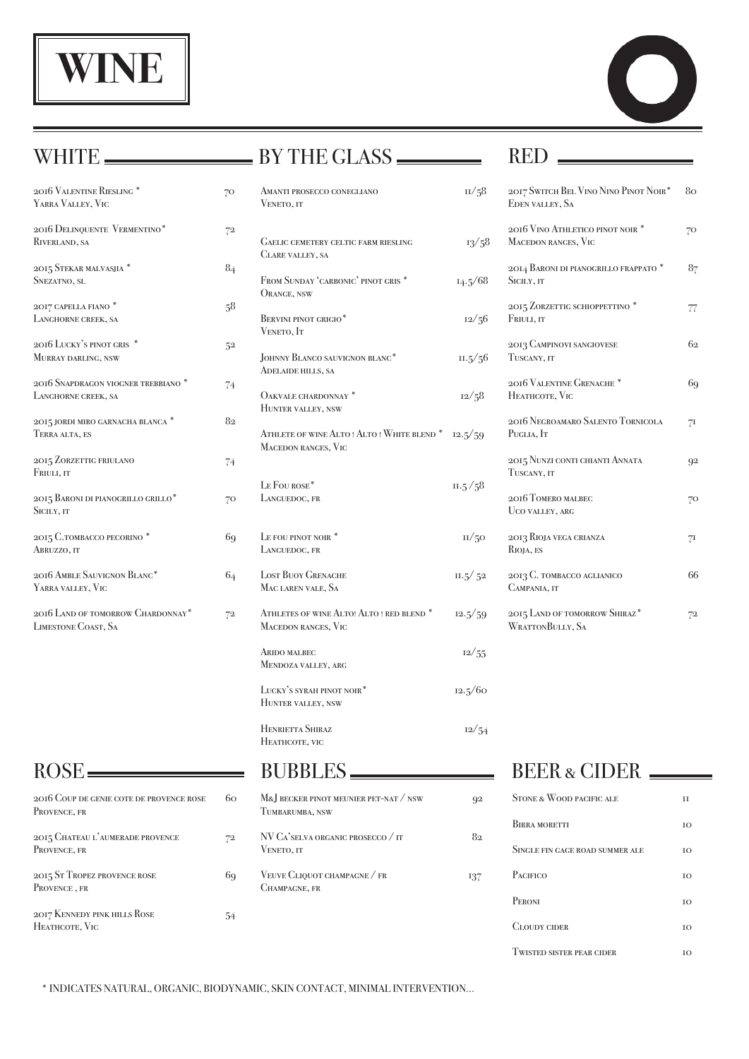# WINE

## WHITE

| | |
|---|---|
| 2016 Valentine Riesling *<br>Yarra Valley, Vic | 70 |
| 2016 Delinquente Vermentino*<br>Riverland, SA | 72 |
| 2015 Stekar Malvasjia *<br>Snezatno, SL | 84 |
| 2017 Capella Fiano *<br>Langhorne Creek, SA | 58 |
| 2016 Lucky's Pinot Gris *<br>Murray Darling, NSW | 52 |
| 2016 Snapdragon Viognier Trebbiano *<br>Langhorne Creek, SA | 74 |
| 2015 Jordi Miro Garnacha Blanca *<br>Terra Alta, ES | 82 |
| 2015 Zorzettig Friulano<br>Friuli, IT | 74 |
| 2015 Baroni di Pianogrillo Grillo*<br>Sicily, IT | 70 |
| 2015 C.Tombacco Pecorino *<br>Abruzzo, IT | 69 |
| 2016 Amble Sauvignon Blanc*<br>Yarra Valley, Vic | 64 |
| 2016 Land of Tomorrow Chardonnay*<br>Limestone Coast, SA | 72 |

## BY THE GLASS

| | |
|---|---|
| Amanti Prosecco Conegliano<br>Veneto, IT | 11/58 |
| Gaelic Cemetery Celtic Farm Riesling<br>Clare Valley, SA | 13/58 |
| From Sunday 'Carbonic' Pinot Gris *<br>Orange, NSW | 14.5/68 |
| Bervini Pinot Grigio*<br>Veneto, It | 12/56 |
| Johnny Blanco Sauvignon Blanc*<br>Adelaide Hills, SA | 11.5/56 |
| Oakvale Chardonnay *<br>Hunter Valley, NSW | 12/58 |
| Athlete of Wine Alto ! Alto ! White Blend *<br>Macedon Ranges, Vic | 12.5/59 |
| Le Fou Rose*<br>Languedoc, FR | 11.5 /58 |
| Le Fou Pinot Noir *<br>Languedoc, FR | 11/50 |
| Lost Buoy Grenache<br>Mac Laren Vale, SA | 11.5/ 52 |
| Athletes of Wine Alto! Alto ! Red Blend *<br>Macedon Ranges, Vic | 12.5/59 |
| Arido Malbec<br>Mendoza Valley, ARG | 12/55 |
| Lucky's Syrah Pinot Noir*<br>Hunter Valley, NSW | 12.5/60 |
| Henrietta Shiraz<br>Heathcote, Vic | 12/54 |

## RED

| | |
|---|---|
| 2017 Switch Bel Vino Nino Pinot Noir*<br>Eden Valley, SA | 80 |
| 2016 Vino Athletico Pinot Noir *<br>Macedon Ranges, Vic | 70 |
| 2014 Baroni di Pianogrillo Frappato *<br>Sicily, IT | 87 |
| 2015 Zorzettig Schioppettino *<br>Friuli, IT | 77 |
| 2013 Campinovi Sangiovese<br>Tuscany, IT | 62 |
| 2016 Valentine Grenache *<br>Heathcote, Vic | 69 |
| 2016 Negroamaro Salento Tornicola<br>Puglia, It | 71 |
| 2015 Nunzi Conti Chianti Annata<br>Tuscany, IT | 92 |
| 2016 Tomero Malbec<br>Uco Valley, ARG | 70 |
| 2013 Rioja Vega Crianza<br>Rioja, ES | 71 |
| 2013 C. Tombacco Aglianico<br>Campania, IT | 66 |
| 2015 Land of Tomorrow Shiraz*<br>WrattonBully, SA | 72 |

## ROSE

| | |
|---|---|
| 2016 Coup de Genie Cote de Provence Rose<br>Provence, FR | 60 |
| 2015 Chateau L'Aumerade Provence<br>Provence, FR | 72 |
| 2015 St Tropez Provence Rose<br>Provence , FR | 69 |
| 2017 Kennedy Pink Hills Rose<br>Heathcote, Vic | 54 |

## BUBBLES

| | |
|---|---|
| M&J Becker Pinot Meunier Pet-Nat / NSW<br>Tumbarumba, NSW | 92 |
| NV Ca'Selva Organic Prosecco / IT<br>Veneto, IT | 82 |
| Veuve Cliquot Champagne / FR<br>Champagne, FR | 137 |

## BEER & CIDER

| | |
|---|---|
| Stone & Wood Pacific Ale | 11 |
| Birra Moretti | 10 |
| Single Fin Gage Road Summer Ale | 10 |
| Pacifico | 10 |
| Peroni | 10 |
| Cloudy Cider | 10 |
| Twisted Sister Pear Cider | 10 |

* INDICATES NATURAL, ORGANIC, BIODYNAMIC, SKIN CONTACT, MINIMAL INTERVENTION...